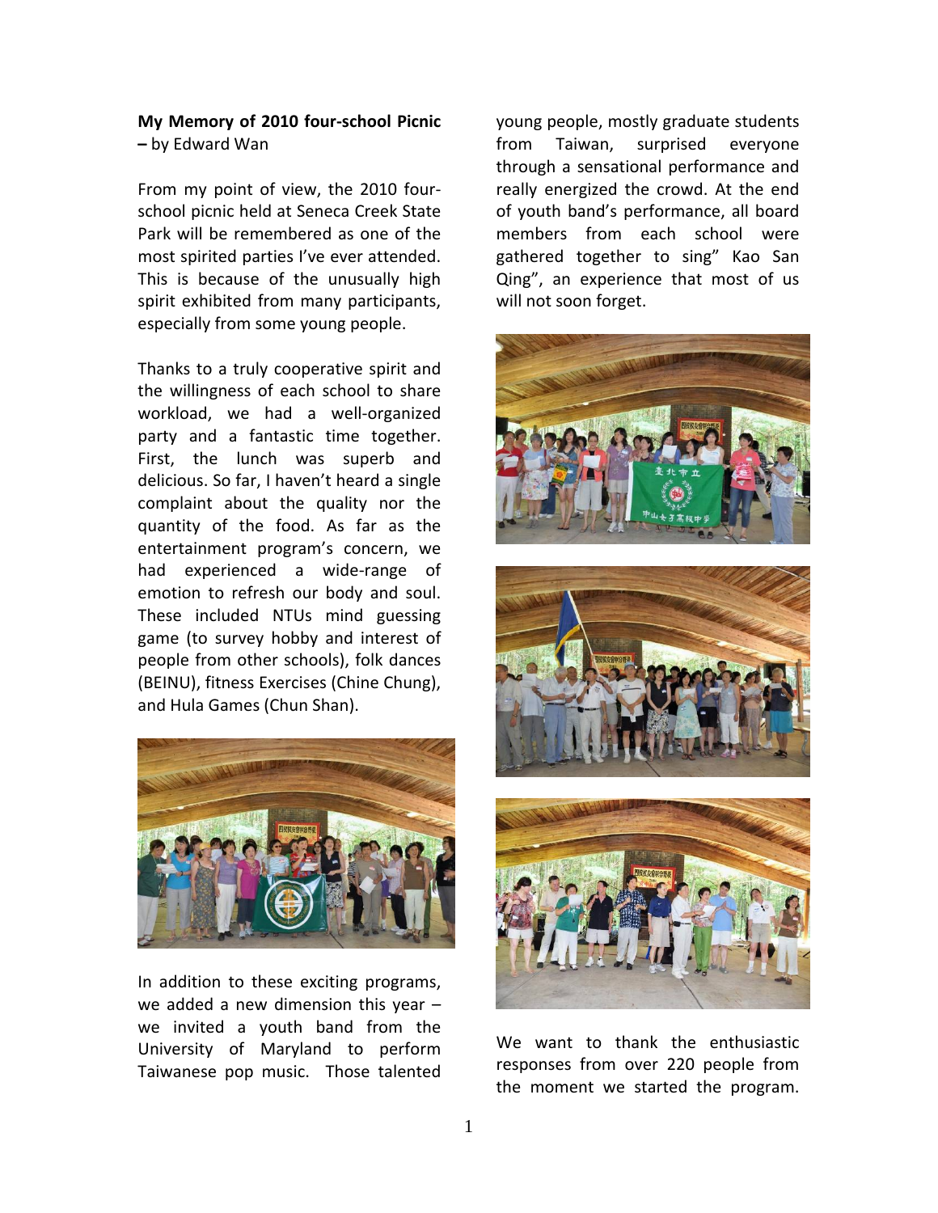**My Memory of 2010 four-school Picnic – by Edward Wan**

From my point of view, the 2010 four-school picnic held at Seneca Creek State Park will be remembered as one of the most spirited parties I've ever attended. This is because of the unusually high spirit exhibited from many participants, especially from some young people.

Thanks to a truly cooperative spirit and the willingness of each school to share workload, we had a well-organized party and a fantastic time together. First, the lunch was superb and delicious. So far, I haven't heard a single complaint about the quality nor the quantity of the food. As far as the entertainment program's concern, we had experienced a wide-range of emotion to refresh our body and soul. These included NTUs mind guessing game (to survey hobby and interest of people from other schools), folk dances (BEINU), fitness Exercises (Chine Chung), and Hula Games (Chun Shan).

In addition to these exciting programs, we added a new dimension this year – we invited a youth band from the University of Maryland to perform Taiwanese pop music. Those talented young people, mostly graduate students from Taiwan, surprised everyone through a sensational performance and really energized the crowd. At the end of youth band's performance, all board members from each school were gathered together to sing" Kao San Qing", an experience that most of us will not soon forget.

We want to thank the enthusiastic responses from over 220 people from the moment we started the program.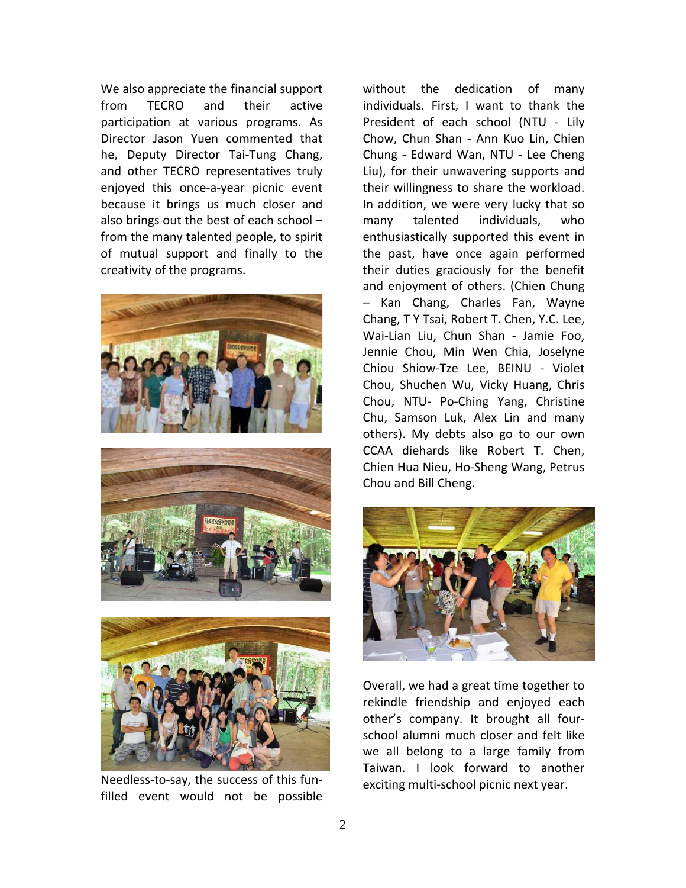We also appreciate the financial support from TECRO and their active participation at various programs. As Director Jason Yuen commented that he, Deputy Director Tai-Tung Chang, and other TECRO representatives truly enjoyed this once-a-year picnic event because it brings us much closer and also brings out the best of each school – from the many talented people, to spirit of mutual support and finally to the creativity of the programs.

Needless-to-say, the success of this fun-filled event would not be possible without the dedication of many individuals. First, I want to thank the President of each school (NTU - Lily Chow, Chun Shan - Ann Kuo Lin, Chien Chung - Edward Wan, NTU - Lee Cheng Liu), for their unwavering supports and their willingness to share the workload. In addition, we were very lucky that so many talented individuals, who enthusiastically supported this event in the past, have once again performed their duties graciously for the benefit and enjoyment of others. (Chien Chung – Kan Chang, Charles Fan, Wayne Chang, T Y Tsai, Robert T. Chen, Y.C. Lee, Wai-Lian Liu, Chun Shan - Jamie Foo, Jennie Chou, Min Wen Chia, Joselyne Chiou Shiow-Tze Lee, BEINU - Violet Chou, Shuchen Wu, Vicky Huang, Chris Chou, NTU- Po-Ching Yang, Christine Chu, Samson Luk, Alex Lin and many others). My debts also go to our own CCAA diehards like Robert T. Chen, Chien Hua Nieu, Ho-Sheng Wang, Petrus Chou and Bill Cheng.

Overall, we had a great time together to rekindle friendship and enjoyed each other's company. It brought all four-school alumni much closer and felt like we all belong to a large family from Taiwan. I look forward to another exciting multi-school picnic next year.